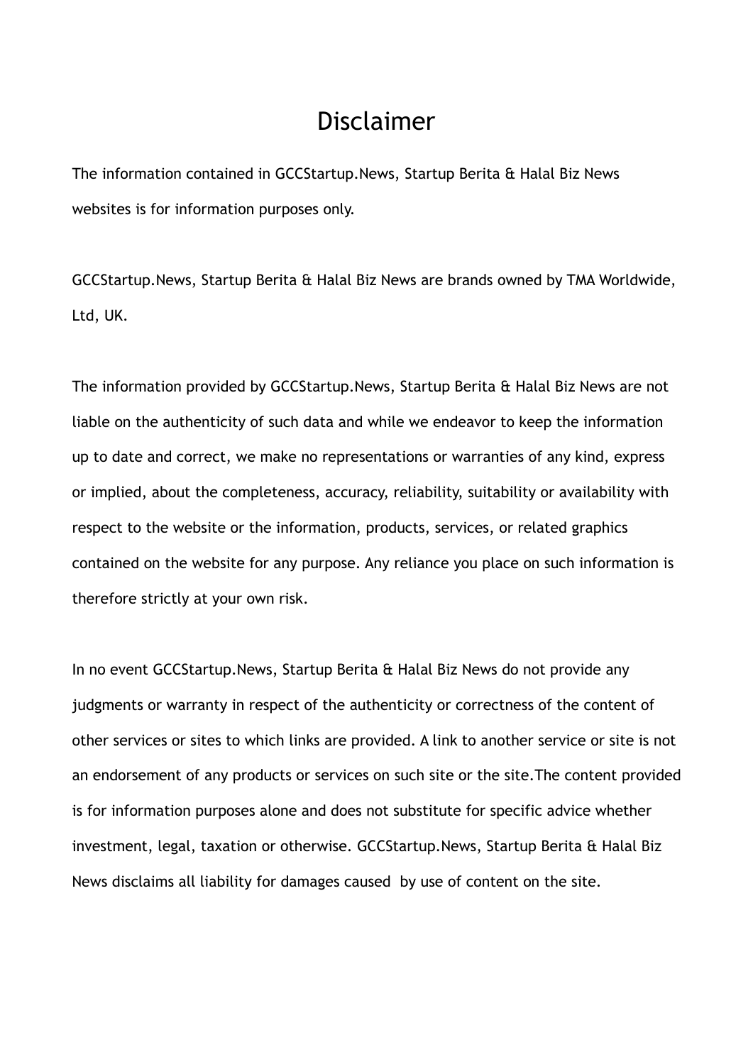# Disclaimer

The information contained in GCCStartup.News, Startup Berita & Halal Biz News websites is for information purposes only.

GCCStartup.News, Startup Berita & Halal Biz News are brands owned by TMA Worldwide, Ltd, UK.

The information provided by GCCStartup.News, Startup Berita & Halal Biz News are not liable on the authenticity of such data and while we endeavor to keep the information up to date and correct, we make no representations or warranties of any kind, express or implied, about the completeness, accuracy, reliability, suitability or availability with respect to the website or the information, products, services, or related graphics contained on the website for any purpose. Any reliance you place on such information is therefore strictly at your own risk.

In no event GCCStartup.News, Startup Berita & Halal Biz News do not provide any judgments or warranty in respect of the authenticity or correctness of the content of other services or sites to which links are provided. A link to another service or site is not an endorsement of any products or services on such site or the site.The content provided is for information purposes alone and does not substitute for specific advice whether investment, legal, taxation or otherwise. GCCStartup.News, Startup Berita & Halal Biz News disclaims all liability for damages caused by use of content on the site.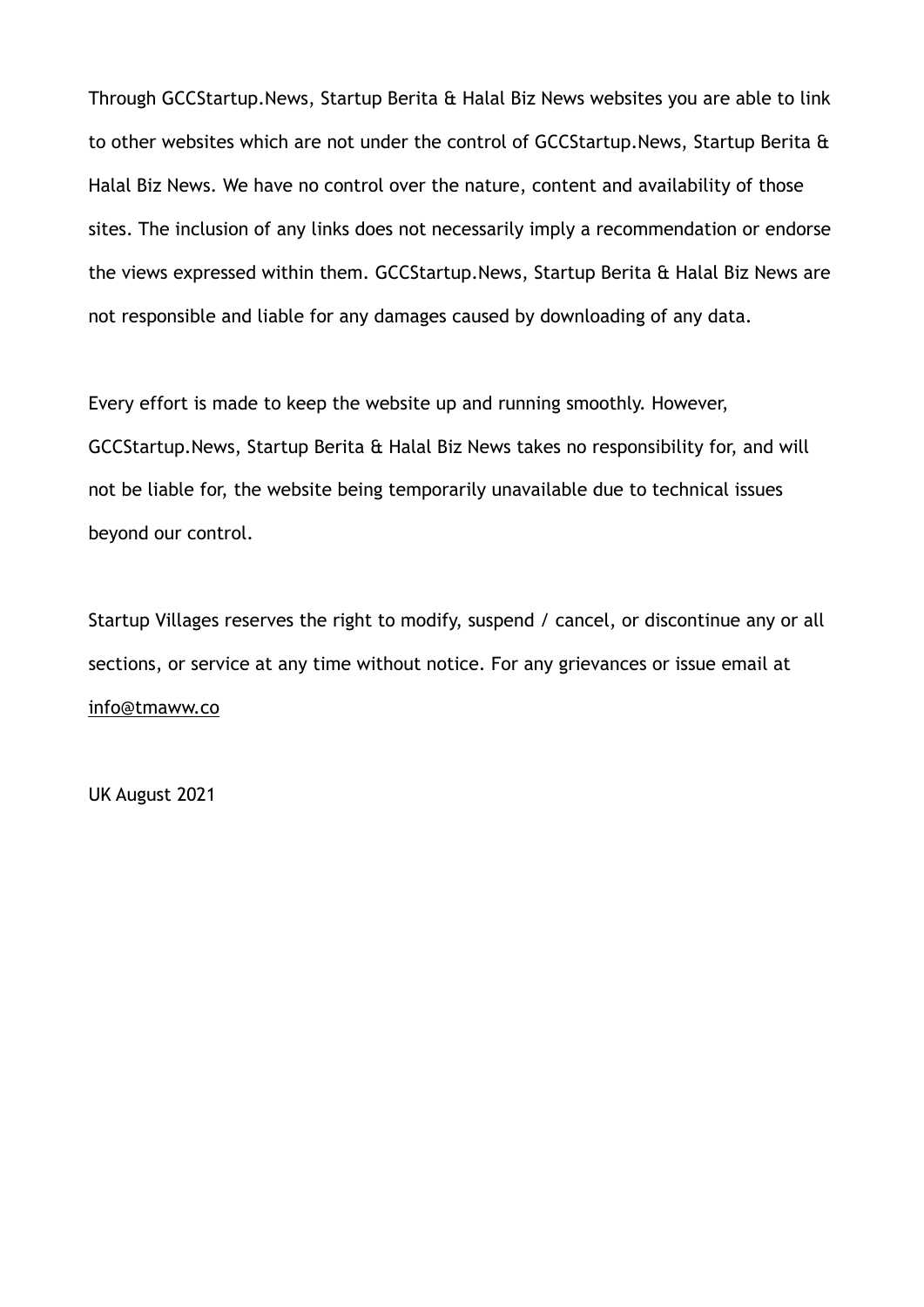Through GCCStartup.News, Startup Berita & Halal Biz News websites you are able to link to other websites which are not under the control of GCCStartup.News, Startup Berita & Halal Biz News. We have no control over the nature, content and availability of those sites. The inclusion of any links does not necessarily imply a recommendation or endorse the views expressed within them. GCCStartup.News, Startup Berita & Halal Biz News are not responsible and liable for any damages caused by downloading of any data.

Every effort is made to keep the website up and running smoothly. However, GCCStartup.News, Startup Berita & Halal Biz News takes no responsibility for, and will not be liable for, the website being temporarily unavailable due to technical issues beyond our control.

Startup Villages reserves the right to modify, suspend / cancel, or discontinue any or all sections, or service at any time without notice. For any grievances or issue email at info@tmaww.co

UK August 2021